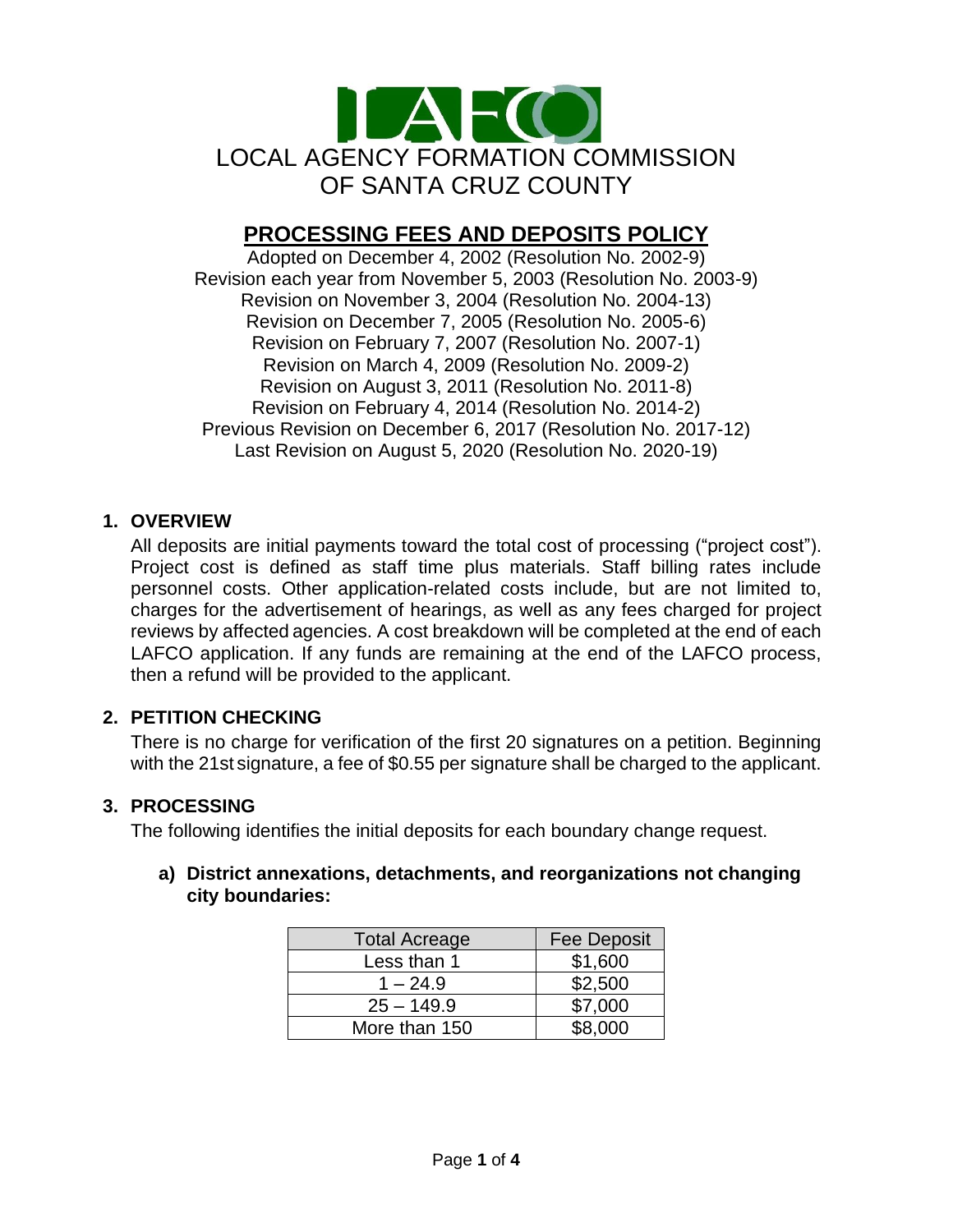LOCAL AGENCY FORMATION COMMISSION
OF SANTA CRUZ COUNTY

# PROCESSING FEES AND DEPOSITS POLICY

Adopted on December 4, 2002 (Resolution No. 2002-9)
Revision each year from November 5, 2003 (Resolution No. 2003-9)
Revision on November 3, 2004 (Resolution No. 2004-13)
Revision on December 7, 2005 (Resolution No. 2005-6)
Revision on February 7, 2007 (Resolution No. 2007-1)
Revision on March 4, 2009 (Resolution No. 2009-2)
Revision on August 3, 2011 (Resolution No. 2011-8)
Revision on February 4, 2014 (Resolution No. 2014-2)
Previous Revision on December 6, 2017 (Resolution No. 2017-12)
Last Revision on August 5, 2020 (Resolution No. 2020-19)

## 1. OVERVIEW

All deposits are initial payments toward the total cost of processing ("project cost"). Project cost is defined as staff time plus materials. Staff billing rates include personnel costs. Other application-related costs include, but are not limited to, charges for the advertisement of hearings, as well as any fees charged for project reviews by affected agencies. A cost breakdown will be completed at the end of each LAFCO application. If any funds are remaining at the end of the LAFCO process, then a refund will be provided to the applicant.

## 2. PETITION CHECKING

There is no charge for verification of the first 20 signatures on a petition. Beginning with the 21st signature, a fee of $0.55 per signature shall be charged to the applicant.

## 3. PROCESSING

The following identifies the initial deposits for each boundary change request.

### a) District annexations, detachments, and reorganizations not changing city boundaries:

| Total Acreage | Fee Deposit |
|---|---|
| Less than 1 | $1,600 |
| 1 – 24.9 | $2,500 |
| 25 – 149.9 | $7,000 |
| More than 150 | $8,000 |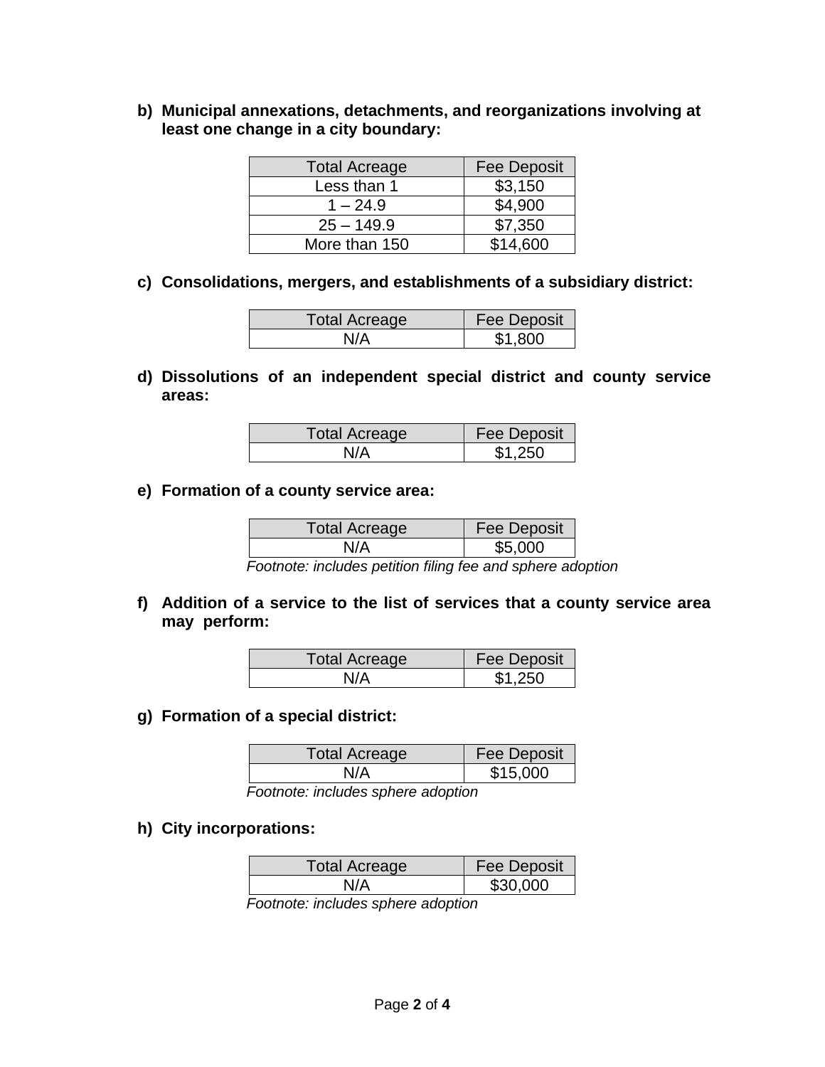**b) Municipal annexations, detachments, and reorganizations involving at least one change in a city boundary:**

| Total Acreage | Fee Deposit |
|---|---|
| Less than 1 | $3,150 |
| 1 – 24.9 | $4,900 |
| 25 – 149.9 | $7,350 |
| More than 150 | $14,600 |

**c) Consolidations, mergers, and establishments of a subsidiary district:**

| Total Acreage | Fee Deposit |
|---|---|
| N/A | $1,800 |

**d) Dissolutions of an independent special district and county service areas:**

| Total Acreage | Fee Deposit |
|---|---|
| N/A | $1,250 |

**e) Formation of a county service area:**

| Total Acreage | Fee Deposit |
|---|---|
| N/A | $5,000 |

*Footnote: includes petition filing fee and sphere adoption*

**f) Addition of a service to the list of services that a county service area may perform:**

| Total Acreage | Fee Deposit |
|---|---|
| N/A | $1,250 |

**g) Formation of a special district:**

| Total Acreage | Fee Deposit |
|---|---|
| N/A | $15,000 |

*Footnote: includes sphere adoption*

**h) City incorporations:**

| Total Acreage | Fee Deposit |
|---|---|
| N/A | $30,000 |

*Footnote: includes sphere adoption*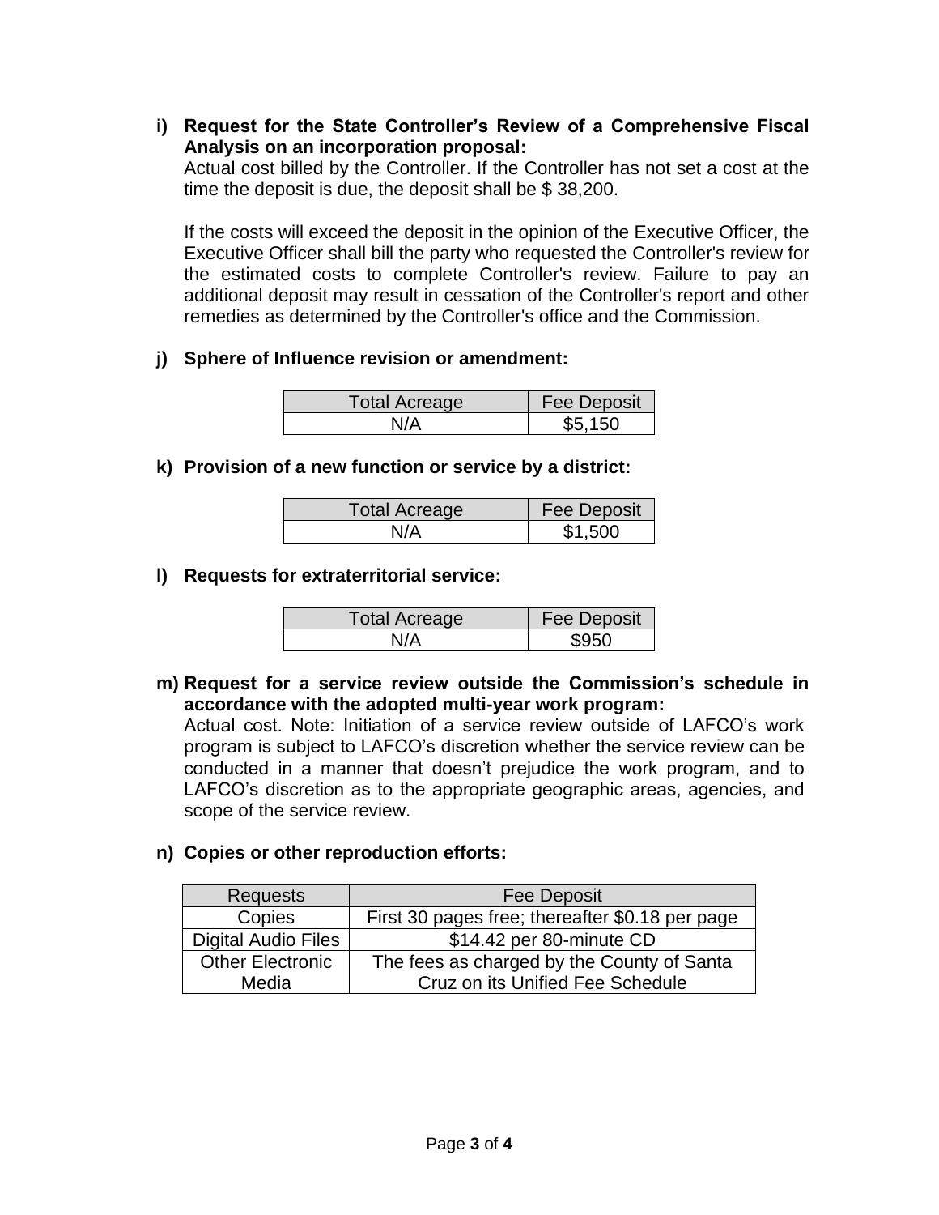**i) Request for the State Controller's Review of a Comprehensive Fiscal Analysis on an incorporation proposal:**

Actual cost billed by the Controller. If the Controller has not set a cost at the time the deposit is due, the deposit shall be $ 38,200.

If the costs will exceed the deposit in the opinion of the Executive Officer, the Executive Officer shall bill the party who requested the Controller's review for the estimated costs to complete Controller's review. Failure to pay an additional deposit may result in cessation of the Controller's report and other remedies as determined by the Controller's office and the Commission.

**j) Sphere of Influence revision or amendment:**

| Total Acreage | Fee Deposit |
|---|---|
| N/A | $5,150 |

**k) Provision of a new function or service by a district:**

| Total Acreage | Fee Deposit |
|---|---|
| N/A | $1,500 |

**l) Requests for extraterritorial service:**

| Total Acreage | Fee Deposit |
|---|---|
| N/A | $950 |

**m) Request for a service review outside the Commission's schedule in accordance with the adopted multi-year work program:**

Actual cost. Note: Initiation of a service review outside of LAFCO's work program is subject to LAFCO's discretion whether the service review can be conducted in a manner that doesn't prejudice the work program, and to LAFCO's discretion as to the appropriate geographic areas, agencies, and scope of the service review.

**n) Copies or other reproduction efforts:**

| Requests | Fee Deposit |
|---|---|
| Copies | First 30 pages free; thereafter $0.18 per page |
| Digital Audio Files | $14.42 per 80-minute CD |
| Other Electronic Media | The fees as charged by the County of Santa Cruz on its Unified Fee Schedule |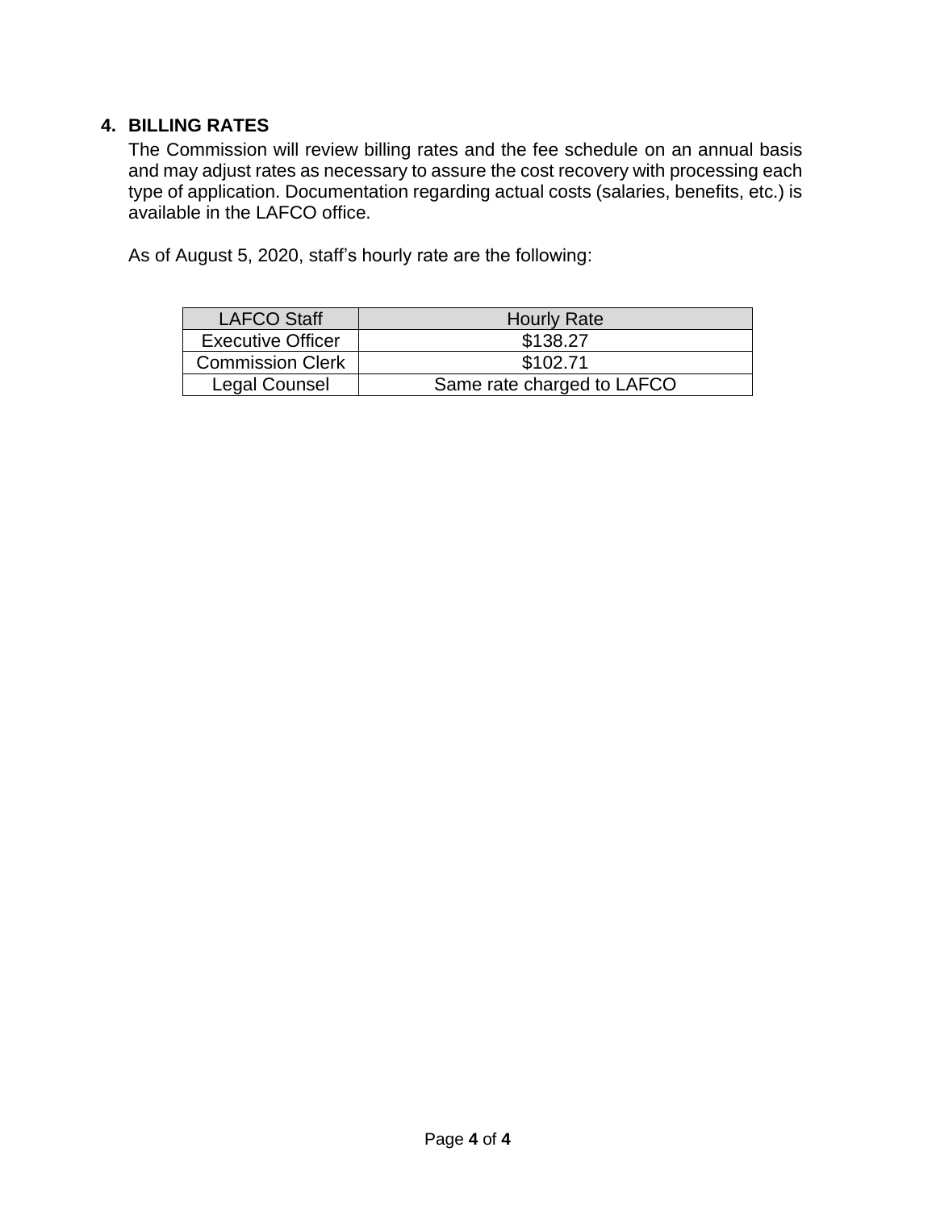## 4. BILLING RATES

The Commission will review billing rates and the fee schedule on an annual basis and may adjust rates as necessary to assure the cost recovery with processing each type of application. Documentation regarding actual costs (salaries, benefits, etc.) is available in the LAFCO office.

As of August 5, 2020, staff's hourly rate are the following:

| LAFCO Staff | Hourly Rate |
|---|---|
| Executive Officer | $138.27 |
| Commission Clerk | $102.71 |
| Legal Counsel | Same rate charged to LAFCO |